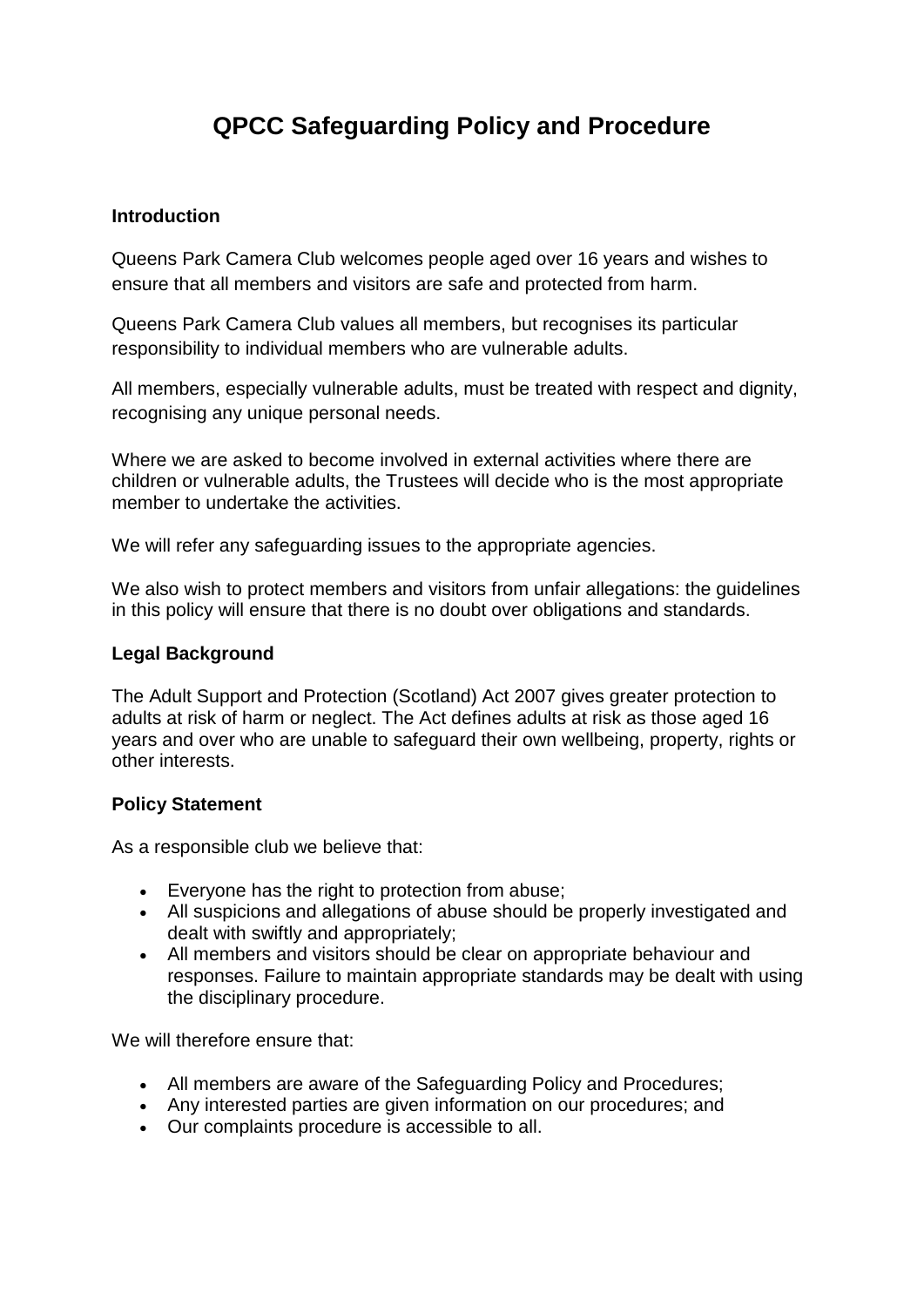# QPCC Safeguarding Policy and Procedure

**Introduction**

Queens Park Camera Club welcomes people aged over 16 years and wishes to ensure that all members and visitors are safe and protected from harm.

Queens Park Camera Club values all members, but recognises its particular responsibility to individual members who are vulnerable adults.

All members, especially vulnerable adults, must be treated with respect and dignity, recognising any unique personal needs.

Where we are asked to become involved in external activities where there are children or vulnerable adults, the Trustees will decide who is the most appropriate member to undertake the activities.

We will refer any safeguarding issues to the appropriate agencies.

We also wish to protect members and visitors from unfair allegations: the guidelines in this policy will ensure that there is no doubt over obligations and standards.

**Legal Background**

The Adult Support and Protection (Scotland) Act 2007 gives greater protection to adults at risk of harm or neglect. The Act defines adults at risk as those aged 16 years and over who are unable to safeguard their own wellbeing, property, rights or other interests.

**Policy Statement**

As a responsible club we believe that:

- Everyone has the right to protection from abuse;
- All suspicions and allegations of abuse should be properly investigated and dealt with swiftly and appropriately;
- All members and visitors should be clear on appropriate behaviour and responses. Failure to maintain appropriate standards may be dealt with using the disciplinary procedure.

We will therefore ensure that:

- All members are aware of the Safeguarding Policy and Procedures;
- Any interested parties are given information on our procedures; and
- Our complaints procedure is accessible to all.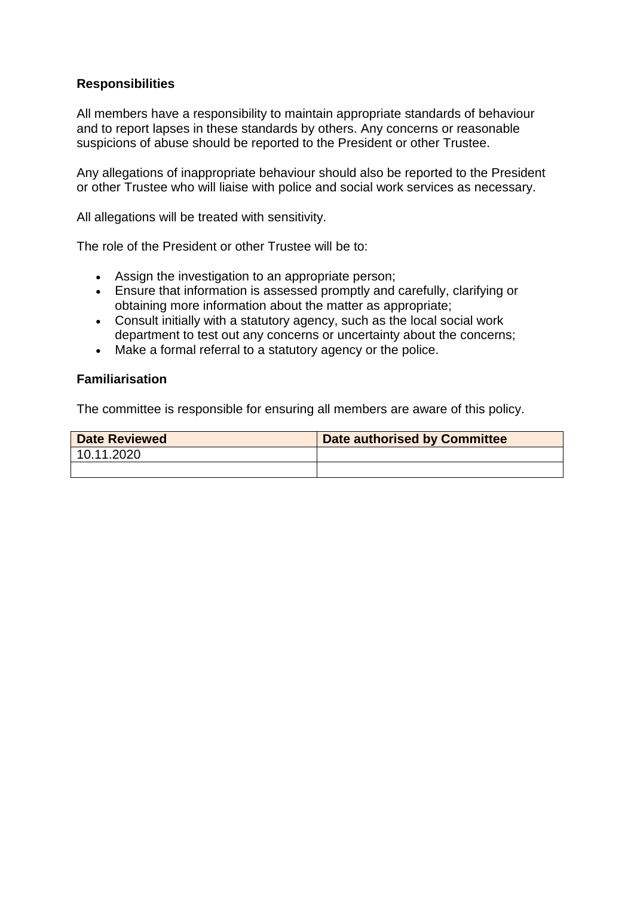**Responsibilities**

All members have a responsibility to maintain appropriate standards of behaviour and to report lapses in these standards by others. Any concerns or reasonable suspicions of abuse should be reported to the President or other Trustee.

Any allegations of inappropriate behaviour should also be reported to the President or other Trustee who will liaise with police and social work services as necessary.

All allegations will be treated with sensitivity.

The role of the President or other Trustee will be to:

- Assign the investigation to an appropriate person;
- Ensure that information is assessed promptly and carefully, clarifying or obtaining more information about the matter as appropriate;
- Consult initially with a statutory agency, such as the local social work department to test out any concerns or uncertainty about the concerns;
- Make a formal referral to a statutory agency or the police.

**Familiarisation**

The committee is responsible for ensuring all members are aware of this policy.

| Date Reviewed | Date authorised by Committee |
|---|---|
| 10.11.2020 | |
| | |